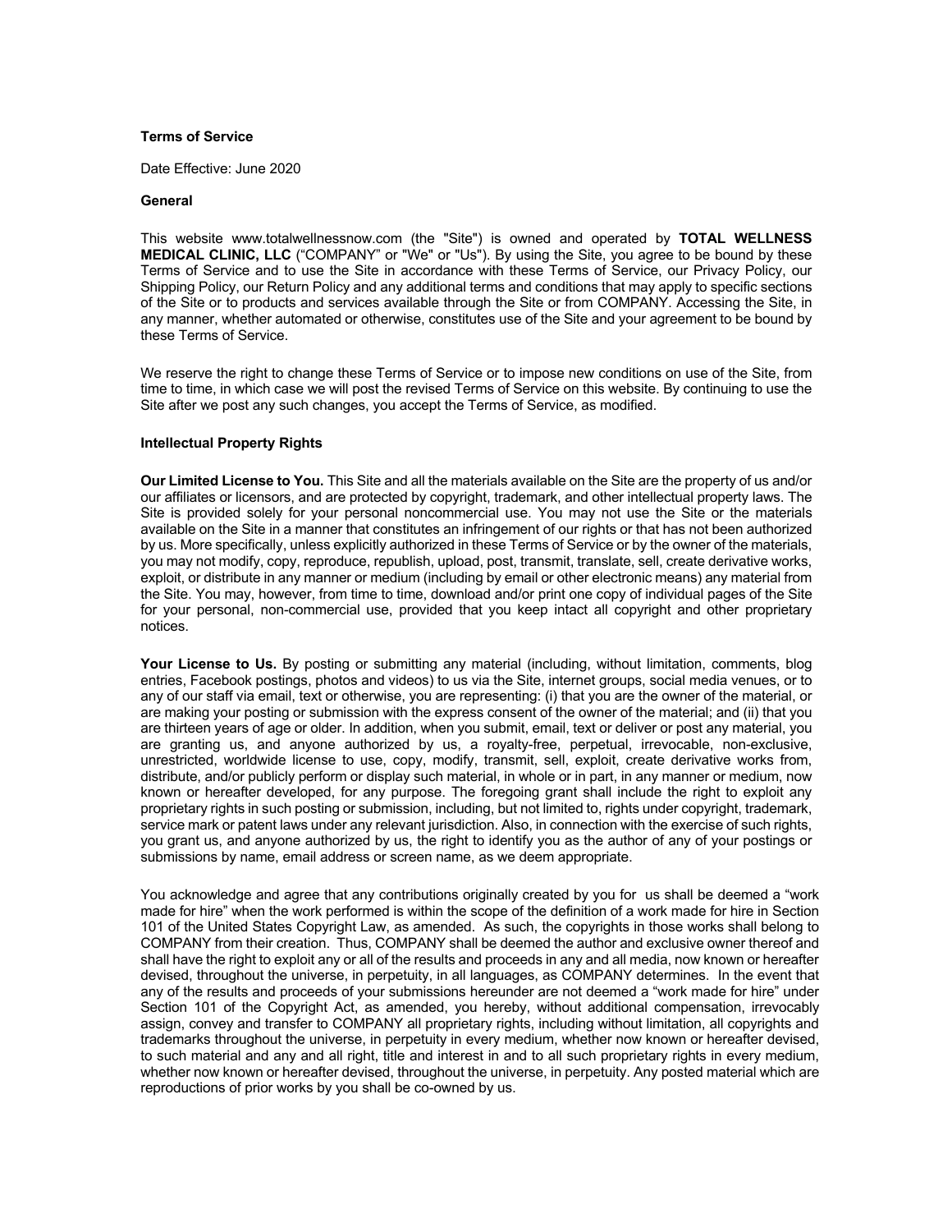**Terms of Service**

Date Effective: June 2020

**General**

This website www.totalwellnessnow.com (the "Site") is owned and operated by **TOTAL WELLNESS MEDICAL CLINIC, LLC** ("COMPANY" or "We" or "Us"). By using the Site, you agree to be bound by these Terms of Service and to use the Site in accordance with these Terms of Service, our Privacy Policy, our Shipping Policy, our Return Policy and any additional terms and conditions that may apply to specific sections of the Site or to products and services available through the Site or from COMPANY. Accessing the Site, in any manner, whether automated or otherwise, constitutes use of the Site and your agreement to be bound by these Terms of Service.

We reserve the right to change these Terms of Service or to impose new conditions on use of the Site, from time to time, in which case we will post the revised Terms of Service on this website. By continuing to use the Site after we post any such changes, you accept the Terms of Service, as modified.

**Intellectual Property Rights**

**Our Limited License to You.** This Site and all the materials available on the Site are the property of us and/or our affiliates or licensors, and are protected by copyright, trademark, and other intellectual property laws. The Site is provided solely for your personal noncommercial use. You may not use the Site or the materials available on the Site in a manner that constitutes an infringement of our rights or that has not been authorized by us. More specifically, unless explicitly authorized in these Terms of Service or by the owner of the materials, you may not modify, copy, reproduce, republish, upload, post, transmit, translate, sell, create derivative works, exploit, or distribute in any manner or medium (including by email or other electronic means) any material from the Site. You may, however, from time to time, download and/or print one copy of individual pages of the Site for your personal, non-commercial use, provided that you keep intact all copyright and other proprietary notices.

**Your License to Us.** By posting or submitting any material (including, without limitation, comments, blog entries, Facebook postings, photos and videos) to us via the Site, internet groups, social media venues, or to any of our staff via email, text or otherwise, you are representing: (i) that you are the owner of the material, or are making your posting or submission with the express consent of the owner of the material; and (ii) that you are thirteen years of age or older. In addition, when you submit, email, text or deliver or post any material, you are granting us, and anyone authorized by us, a royalty-free, perpetual, irrevocable, non-exclusive, unrestricted, worldwide license to use, copy, modify, transmit, sell, exploit, create derivative works from, distribute, and/or publicly perform or display such material, in whole or in part, in any manner or medium, now known or hereafter developed, for any purpose. The foregoing grant shall include the right to exploit any proprietary rights in such posting or submission, including, but not limited to, rights under copyright, trademark, service mark or patent laws under any relevant jurisdiction. Also, in connection with the exercise of such rights, you grant us, and anyone authorized by us, the right to identify you as the author of any of your postings or submissions by name, email address or screen name, as we deem appropriate.

You acknowledge and agree that any contributions originally created by you for us shall be deemed a "work made for hire" when the work performed is within the scope of the definition of a work made for hire in Section 101 of the United States Copyright Law, as amended. As such, the copyrights in those works shall belong to COMPANY from their creation. Thus, COMPANY shall be deemed the author and exclusive owner thereof and shall have the right to exploit any or all of the results and proceeds in any and all media, now known or hereafter devised, throughout the universe, in perpetuity, in all languages, as COMPANY determines. In the event that any of the results and proceeds of your submissions hereunder are not deemed a "work made for hire" under Section 101 of the Copyright Act, as amended, you hereby, without additional compensation, irrevocably assign, convey and transfer to COMPANY all proprietary rights, including without limitation, all copyrights and trademarks throughout the universe, in perpetuity in every medium, whether now known or hereafter devised, to such material and any and all right, title and interest in and to all such proprietary rights in every medium, whether now known or hereafter devised, throughout the universe, in perpetuity. Any posted material which are reproductions of prior works by you shall be co-owned by us.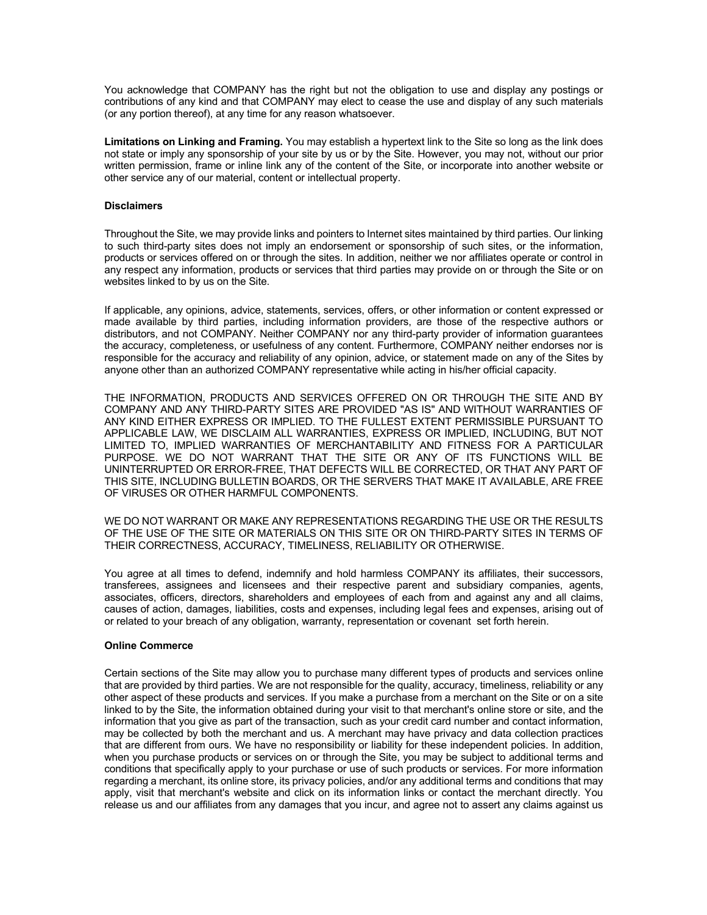You acknowledge that COMPANY has the right but not the obligation to use and display any postings or contributions of any kind and that COMPANY may elect to cease the use and display of any such materials (or any portion thereof), at any time for any reason whatsoever.

**Limitations on Linking and Framing.** You may establish a hypertext link to the Site so long as the link does not state or imply any sponsorship of your site by us or by the Site. However, you may not, without our prior written permission, frame or inline link any of the content of the Site, or incorporate into another website or other service any of our material, content or intellectual property.

**Disclaimers**

Throughout the Site, we may provide links and pointers to Internet sites maintained by third parties. Our linking to such third-party sites does not imply an endorsement or sponsorship of such sites, or the information, products or services offered on or through the sites. In addition, neither we nor affiliates operate or control in any respect any information, products or services that third parties may provide on or through the Site or on websites linked to by us on the Site.

If applicable, any opinions, advice, statements, services, offers, or other information or content expressed or made available by third parties, including information providers, are those of the respective authors or distributors, and not COMPANY. Neither COMPANY nor any third-party provider of information guarantees the accuracy, completeness, or usefulness of any content. Furthermore, COMPANY neither endorses nor is responsible for the accuracy and reliability of any opinion, advice, or statement made on any of the Sites by anyone other than an authorized COMPANY representative while acting in his/her official capacity.

THE INFORMATION, PRODUCTS AND SERVICES OFFERED ON OR THROUGH THE SITE AND BY COMPANY AND ANY THIRD-PARTY SITES ARE PROVIDED "AS IS" AND WITHOUT WARRANTIES OF ANY KIND EITHER EXPRESS OR IMPLIED. TO THE FULLEST EXTENT PERMISSIBLE PURSUANT TO APPLICABLE LAW, WE DISCLAIM ALL WARRANTIES, EXPRESS OR IMPLIED, INCLUDING, BUT NOT LIMITED TO, IMPLIED WARRANTIES OF MERCHANTABILITY AND FITNESS FOR A PARTICULAR PURPOSE. WE DO NOT WARRANT THAT THE SITE OR ANY OF ITS FUNCTIONS WILL BE UNINTERRUPTED OR ERROR-FREE, THAT DEFECTS WILL BE CORRECTED, OR THAT ANY PART OF THIS SITE, INCLUDING BULLETIN BOARDS, OR THE SERVERS THAT MAKE IT AVAILABLE, ARE FREE OF VIRUSES OR OTHER HARMFUL COMPONENTS.

WE DO NOT WARRANT OR MAKE ANY REPRESENTATIONS REGARDING THE USE OR THE RESULTS OF THE USE OF THE SITE OR MATERIALS ON THIS SITE OR ON THIRD-PARTY SITES IN TERMS OF THEIR CORRECTNESS, ACCURACY, TIMELINESS, RELIABILITY OR OTHERWISE.

You agree at all times to defend, indemnify and hold harmless COMPANY its affiliates, their successors, transferees, assignees and licensees and their respective parent and subsidiary companies, agents, associates, officers, directors, shareholders and employees of each from and against any and all claims, causes of action, damages, liabilities, costs and expenses, including legal fees and expenses, arising out of or related to your breach of any obligation, warranty, representation or covenant set forth herein.

**Online Commerce**

Certain sections of the Site may allow you to purchase many different types of products and services online that are provided by third parties. We are not responsible for the quality, accuracy, timeliness, reliability or any other aspect of these products and services. If you make a purchase from a merchant on the Site or on a site linked to by the Site, the information obtained during your visit to that merchant's online store or site, and the information that you give as part of the transaction, such as your credit card number and contact information, may be collected by both the merchant and us. A merchant may have privacy and data collection practices that are different from ours. We have no responsibility or liability for these independent policies. In addition, when you purchase products or services on or through the Site, you may be subject to additional terms and conditions that specifically apply to your purchase or use of such products or services. For more information regarding a merchant, its online store, its privacy policies, and/or any additional terms and conditions that may apply, visit that merchant's website and click on its information links or contact the merchant directly. You release us and our affiliates from any damages that you incur, and agree not to assert any claims against us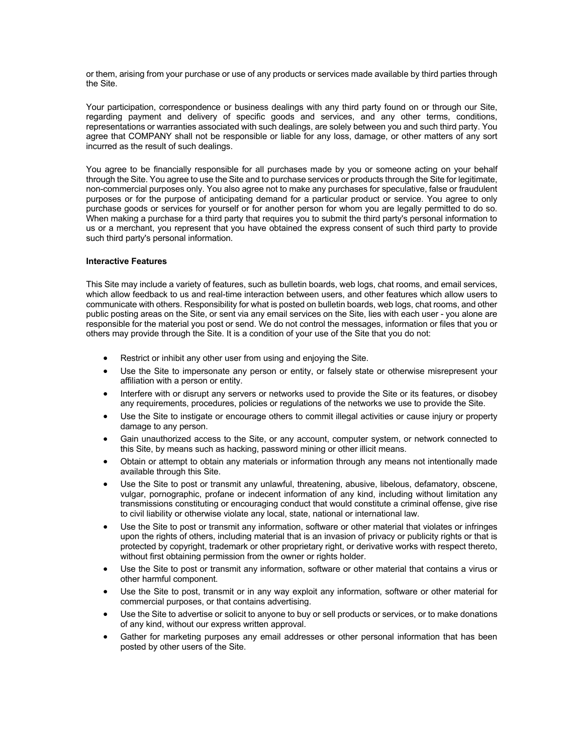or them, arising from your purchase or use of any products or services made available by third parties through the Site.

Your participation, correspondence or business dealings with any third party found on or through our Site, regarding payment and delivery of specific goods and services, and any other terms, conditions, representations or warranties associated with such dealings, are solely between you and such third party. You agree that COMPANY shall not be responsible or liable for any loss, damage, or other matters of any sort incurred as the result of such dealings.

You agree to be financially responsible for all purchases made by you or someone acting on your behalf through the Site. You agree to use the Site and to purchase services or products through the Site for legitimate, non-commercial purposes only. You also agree not to make any purchases for speculative, false or fraudulent purposes or for the purpose of anticipating demand for a particular product or service. You agree to only purchase goods or services for yourself or for another person for whom you are legally permitted to do so. When making a purchase for a third party that requires you to submit the third party's personal information to us or a merchant, you represent that you have obtained the express consent of such third party to provide such third party's personal information.

**Interactive Features**

This Site may include a variety of features, such as bulletin boards, web logs, chat rooms, and email services, which allow feedback to us and real-time interaction between users, and other features which allow users to communicate with others. Responsibility for what is posted on bulletin boards, web logs, chat rooms, and other public posting areas on the Site, or sent via any email services on the Site, lies with each user - you alone are responsible for the material you post or send. We do not control the messages, information or files that you or others may provide through the Site. It is a condition of your use of the Site that you do not:

- Restrict or inhibit any other user from using and enjoying the Site.
- Use the Site to impersonate any person or entity, or falsely state or otherwise misrepresent your affiliation with a person or entity.
- Interfere with or disrupt any servers or networks used to provide the Site or its features, or disobey any requirements, procedures, policies or regulations of the networks we use to provide the Site.
- Use the Site to instigate or encourage others to commit illegal activities or cause injury or property damage to any person.
- Gain unauthorized access to the Site, or any account, computer system, or network connected to this Site, by means such as hacking, password mining or other illicit means.
- Obtain or attempt to obtain any materials or information through any means not intentionally made available through this Site.
- Use the Site to post or transmit any unlawful, threatening, abusive, libelous, defamatory, obscene, vulgar, pornographic, profane or indecent information of any kind, including without limitation any transmissions constituting or encouraging conduct that would constitute a criminal offense, give rise to civil liability or otherwise violate any local, state, national or international law.
- Use the Site to post or transmit any information, software or other material that violates or infringes upon the rights of others, including material that is an invasion of privacy or publicity rights or that is protected by copyright, trademark or other proprietary right, or derivative works with respect thereto, without first obtaining permission from the owner or rights holder.
- Use the Site to post or transmit any information, software or other material that contains a virus or other harmful component.
- Use the Site to post, transmit or in any way exploit any information, software or other material for commercial purposes, or that contains advertising.
- Use the Site to advertise or solicit to anyone to buy or sell products or services, or to make donations of any kind, without our express written approval.
- Gather for marketing purposes any email addresses or other personal information that has been posted by other users of the Site.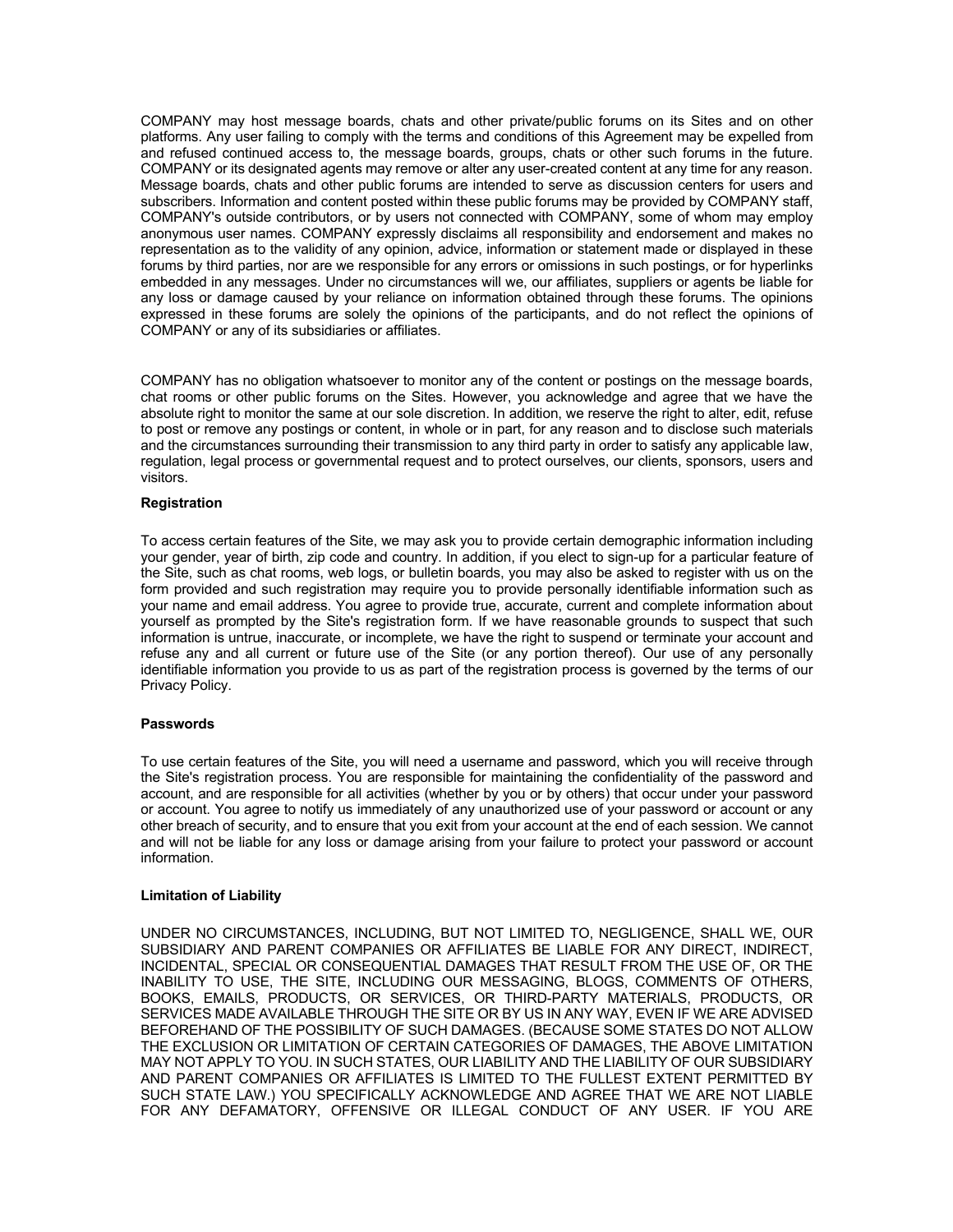COMPANY may host message boards, chats and other private/public forums on its Sites and on other platforms. Any user failing to comply with the terms and conditions of this Agreement may be expelled from and refused continued access to, the message boards, groups, chats or other such forums in the future. COMPANY or its designated agents may remove or alter any user-created content at any time for any reason. Message boards, chats and other public forums are intended to serve as discussion centers for users and subscribers. Information and content posted within these public forums may be provided by COMPANY staff, COMPANY's outside contributors, or by users not connected with COMPANY, some of whom may employ anonymous user names. COMPANY expressly disclaims all responsibility and endorsement and makes no representation as to the validity of any opinion, advice, information or statement made or displayed in these forums by third parties, nor are we responsible for any errors or omissions in such postings, or for hyperlinks embedded in any messages. Under no circumstances will we, our affiliates, suppliers or agents be liable for any loss or damage caused by your reliance on information obtained through these forums. The opinions expressed in these forums are solely the opinions of the participants, and do not reflect the opinions of COMPANY or any of its subsidiaries or affiliates.

COMPANY has no obligation whatsoever to monitor any of the content or postings on the message boards, chat rooms or other public forums on the Sites. However, you acknowledge and agree that we have the absolute right to monitor the same at our sole discretion. In addition, we reserve the right to alter, edit, refuse to post or remove any postings or content, in whole or in part, for any reason and to disclose such materials and the circumstances surrounding their transmission to any third party in order to satisfy any applicable law, regulation, legal process or governmental request and to protect ourselves, our clients, sponsors, users and visitors.

**Registration**

To access certain features of the Site, we may ask you to provide certain demographic information including your gender, year of birth, zip code and country. In addition, if you elect to sign-up for a particular feature of the Site, such as chat rooms, web logs, or bulletin boards, you may also be asked to register with us on the form provided and such registration may require you to provide personally identifiable information such as your name and email address. You agree to provide true, accurate, current and complete information about yourself as prompted by the Site's registration form. If we have reasonable grounds to suspect that such information is untrue, inaccurate, or incomplete, we have the right to suspend or terminate your account and refuse any and all current or future use of the Site (or any portion thereof). Our use of any personally identifiable information you provide to us as part of the registration process is governed by the terms of our Privacy Policy.

**Passwords**

To use certain features of the Site, you will need a username and password, which you will receive through the Site's registration process. You are responsible for maintaining the confidentiality of the password and account, and are responsible for all activities (whether by you or by others) that occur under your password or account. You agree to notify us immediately of any unauthorized use of your password or account or any other breach of security, and to ensure that you exit from your account at the end of each session. We cannot and will not be liable for any loss or damage arising from your failure to protect your password or account information.

**Limitation of Liability**

UNDER NO CIRCUMSTANCES, INCLUDING, BUT NOT LIMITED TO, NEGLIGENCE, SHALL WE, OUR SUBSIDIARY AND PARENT COMPANIES OR AFFILIATES BE LIABLE FOR ANY DIRECT, INDIRECT, INCIDENTAL, SPECIAL OR CONSEQUENTIAL DAMAGES THAT RESULT FROM THE USE OF, OR THE INABILITY TO USE, THE SITE, INCLUDING OUR MESSAGING, BLOGS, COMMENTS OF OTHERS, BOOKS, EMAILS, PRODUCTS, OR SERVICES, OR THIRD-PARTY MATERIALS, PRODUCTS, OR SERVICES MADE AVAILABLE THROUGH THE SITE OR BY US IN ANY WAY, EVEN IF WE ARE ADVISED BEFOREHAND OF THE POSSIBILITY OF SUCH DAMAGES. (BECAUSE SOME STATES DO NOT ALLOW THE EXCLUSION OR LIMITATION OF CERTAIN CATEGORIES OF DAMAGES, THE ABOVE LIMITATION MAY NOT APPLY TO YOU. IN SUCH STATES, OUR LIABILITY AND THE LIABILITY OF OUR SUBSIDIARY AND PARENT COMPANIES OR AFFILIATES IS LIMITED TO THE FULLEST EXTENT PERMITTED BY SUCH STATE LAW.) YOU SPECIFICALLY ACKNOWLEDGE AND AGREE THAT WE ARE NOT LIABLE FOR ANY DEFAMATORY, OFFENSIVE OR ILLEGAL CONDUCT OF ANY USER. IF YOU ARE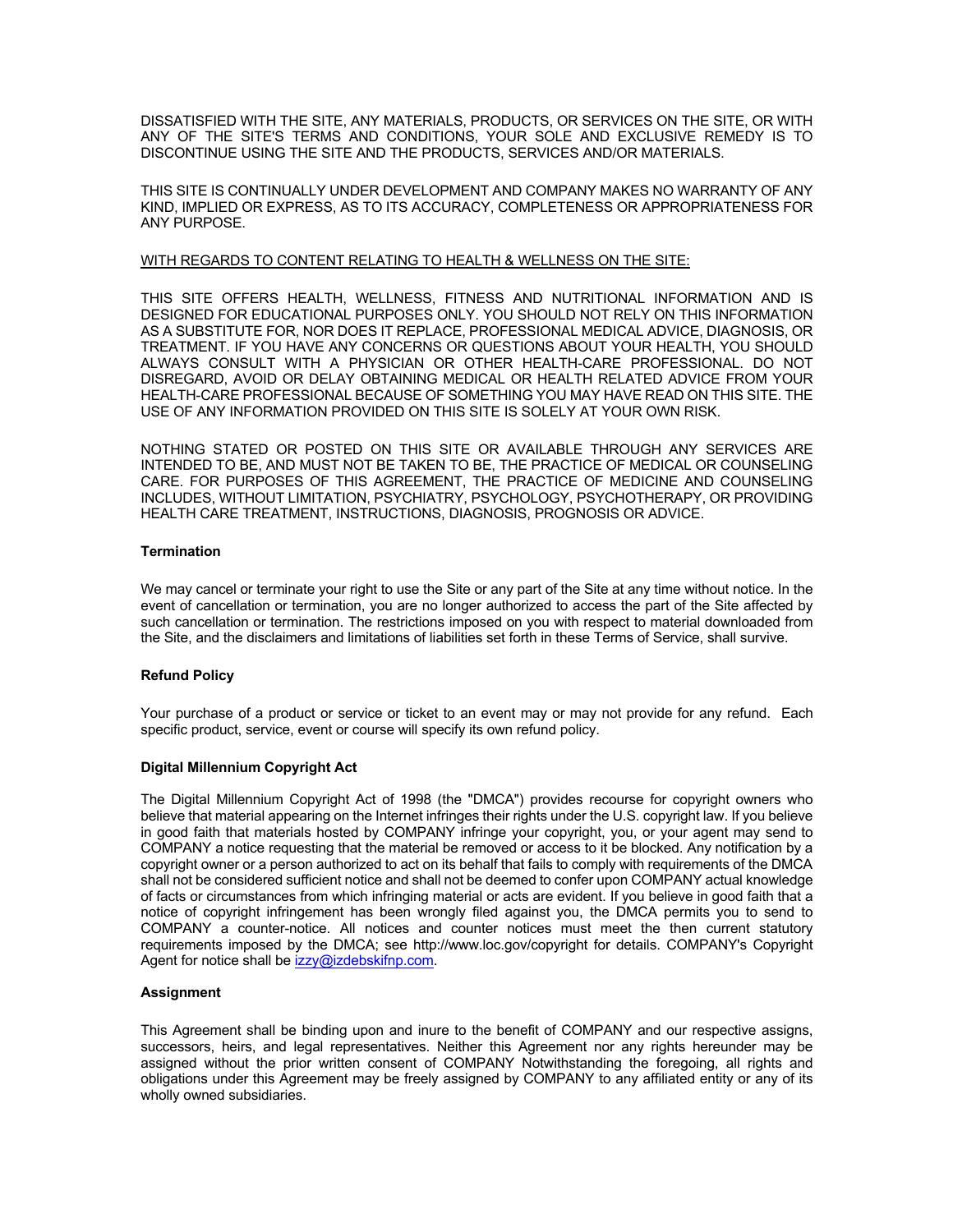DISSATISFIED WITH THE SITE, ANY MATERIALS, PRODUCTS, OR SERVICES ON THE SITE, OR WITH ANY OF THE SITE'S TERMS AND CONDITIONS, YOUR SOLE AND EXCLUSIVE REMEDY IS TO DISCONTINUE USING THE SITE AND THE PRODUCTS, SERVICES AND/OR MATERIALS.

THIS SITE IS CONTINUALLY UNDER DEVELOPMENT AND COMPANY MAKES NO WARRANTY OF ANY KIND, IMPLIED OR EXPRESS, AS TO ITS ACCURACY, COMPLETENESS OR APPROPRIATENESS FOR ANY PURPOSE.

<u>WITH REGARDS TO CONTENT RELATING TO HEALTH & WELLNESS ON THE SITE:</u>

THIS SITE OFFERS HEALTH, WELLNESS, FITNESS AND NUTRITIONAL INFORMATION AND IS DESIGNED FOR EDUCATIONAL PURPOSES ONLY. YOU SHOULD NOT RELY ON THIS INFORMATION AS A SUBSTITUTE FOR, NOR DOES IT REPLACE, PROFESSIONAL MEDICAL ADVICE, DIAGNOSIS, OR TREATMENT. IF YOU HAVE ANY CONCERNS OR QUESTIONS ABOUT YOUR HEALTH, YOU SHOULD ALWAYS CONSULT WITH A PHYSICIAN OR OTHER HEALTH-CARE PROFESSIONAL. DO NOT DISREGARD, AVOID OR DELAY OBTAINING MEDICAL OR HEALTH RELATED ADVICE FROM YOUR HEALTH-CARE PROFESSIONAL BECAUSE OF SOMETHING YOU MAY HAVE READ ON THIS SITE. THE USE OF ANY INFORMATION PROVIDED ON THIS SITE IS SOLELY AT YOUR OWN RISK.

NOTHING STATED OR POSTED ON THIS SITE OR AVAILABLE THROUGH ANY SERVICES ARE INTENDED TO BE, AND MUST NOT BE TAKEN TO BE, THE PRACTICE OF MEDICAL OR COUNSELING CARE. FOR PURPOSES OF THIS AGREEMENT, THE PRACTICE OF MEDICINE AND COUNSELING INCLUDES, WITHOUT LIMITATION, PSYCHIATRY, PSYCHOLOGY, PSYCHOTHERAPY, OR PROVIDING HEALTH CARE TREATMENT, INSTRUCTIONS, DIAGNOSIS, PROGNOSIS OR ADVICE.

**Termination**

We may cancel or terminate your right to use the Site or any part of the Site at any time without notice. In the event of cancellation or termination, you are no longer authorized to access the part of the Site affected by such cancellation or termination. The restrictions imposed on you with respect to material downloaded from the Site, and the disclaimers and limitations of liabilities set forth in these Terms of Service, shall survive.

**Refund Policy**

Your purchase of a product or service or ticket to an event may or may not provide for any refund. Each specific product, service, event or course will specify its own refund policy.

**Digital Millennium Copyright Act**

The Digital Millennium Copyright Act of 1998 (the "DMCA") provides recourse for copyright owners who believe that material appearing on the Internet infringes their rights under the U.S. copyright law. If you believe in good faith that materials hosted by COMPANY infringe your copyright, you, or your agent may send to COMPANY a notice requesting that the material be removed or access to it be blocked. Any notification by a copyright owner or a person authorized to act on its behalf that fails to comply with requirements of the DMCA shall not be considered sufficient notice and shall not be deemed to confer upon COMPANY actual knowledge of facts or circumstances from which infringing material or acts are evident. If you believe in good faith that a notice of copyright infringement has been wrongly filed against you, the DMCA permits you to send to COMPANY a counter-notice. All notices and counter notices must meet the then current statutory requirements imposed by the DMCA; see http://www.loc.gov/copyright for details. COMPANY's Copyright Agent for notice shall be izzy@izdebskifnp.com.

**Assignment**

This Agreement shall be binding upon and inure to the benefit of COMPANY and our respective assigns, successors, heirs, and legal representatives. Neither this Agreement nor any rights hereunder may be assigned without the prior written consent of COMPANY Notwithstanding the foregoing, all rights and obligations under this Agreement may be freely assigned by COMPANY to any affiliated entity or any of its wholly owned subsidiaries.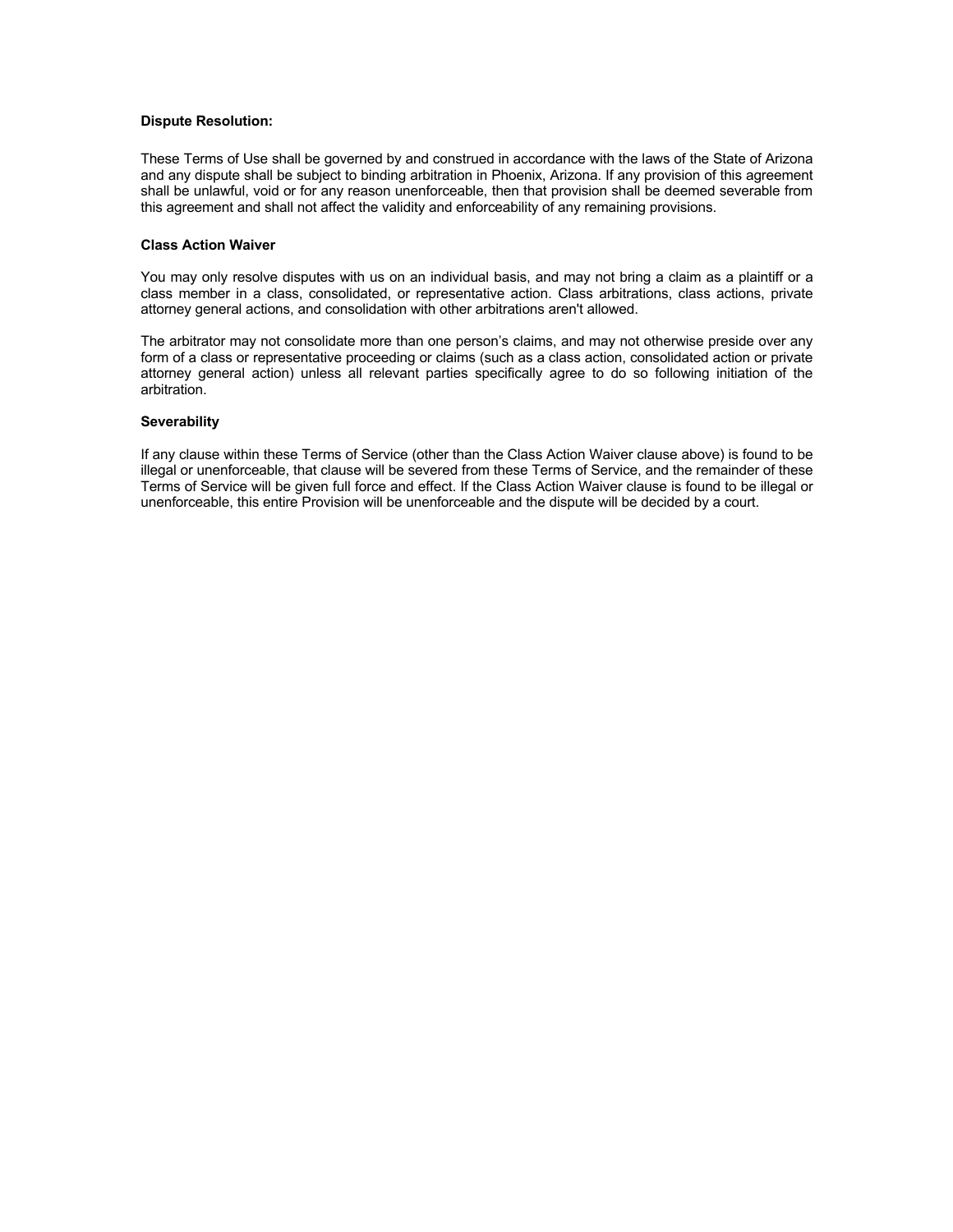**Dispute Resolution:**

These Terms of Use shall be governed by and construed in accordance with the laws of the State of Arizona and any dispute shall be subject to binding arbitration in Phoenix, Arizona. If any provision of this agreement shall be unlawful, void or for any reason unenforceable, then that provision shall be deemed severable from this agreement and shall not affect the validity and enforceability of any remaining provisions.

**Class Action Waiver**

You may only resolve disputes with us on an individual basis, and may not bring a claim as a plaintiff or a class member in a class, consolidated, or representative action. Class arbitrations, class actions, private attorney general actions, and consolidation with other arbitrations aren't allowed.

The arbitrator may not consolidate more than one person's claims, and may not otherwise preside over any form of a class or representative proceeding or claims (such as a class action, consolidated action or private attorney general action) unless all relevant parties specifically agree to do so following initiation of the arbitration.

**Severability**

If any clause within these Terms of Service (other than the Class Action Waiver clause above) is found to be illegal or unenforceable, that clause will be severed from these Terms of Service, and the remainder of these Terms of Service will be given full force and effect. If the Class Action Waiver clause is found to be illegal or unenforceable, this entire Provision will be unenforceable and the dispute will be decided by a court.